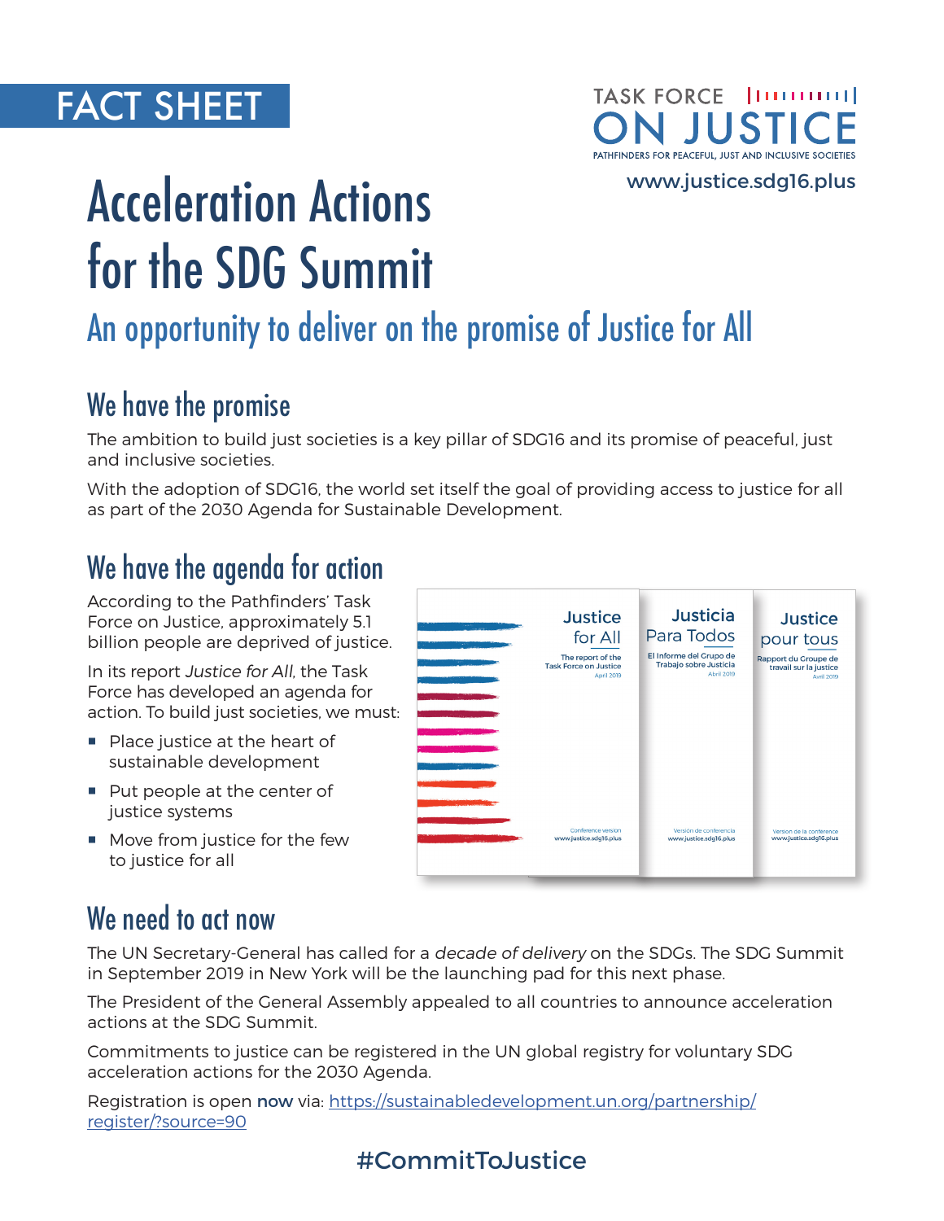FACT SHEET

TASK FORCE ON JUSTICE

PATHFINDERS FOR PEACEFUL, JUST AND INCLUSIVE SOCIETIES

www.justice.sdg16.plus

# Acceleration Actions for the SDG Summit

## An opportunity to deliver on the promise of Justice for All

## We have the promise

The ambition to build just societies is a key pillar of SDG16 and its promise of peaceful, just and inclusive societies.

With the adoption of SDG16, the world set itself the goal of providing access to justice for all as part of the 2030 Agenda for Sustainable Development.

## We have the agenda for action

According to the Pathfinders' Task Force on Justice, approximately 5.1 billion people are deprived of justice.

In its report *Justice for All*, the Task Force has developed an agenda for action. To build just societies, we must:

- Place justice at the heart of sustainable development
- Put people at the center of justice systems
- Move from justice for the few to justice for all

## We need to act now

The UN Secretary-General has called for a *decade of delivery* on the SDGs. The SDG Summit in September 2019 in New York will be the launching pad for this next phase.

The President of the General Assembly appealed to all countries to announce acceleration actions at the SDG Summit.

Commitments to justice can be registered in the UN global registry for voluntary SDG acceleration actions for the 2030 Agenda.

Registration is open **now** via: [https://sustainabledevelopment.un.org/partnership/register/?source=90](https://sustainabledevelopment.un.org/partnership/register/?source=90)

#CommitToJustice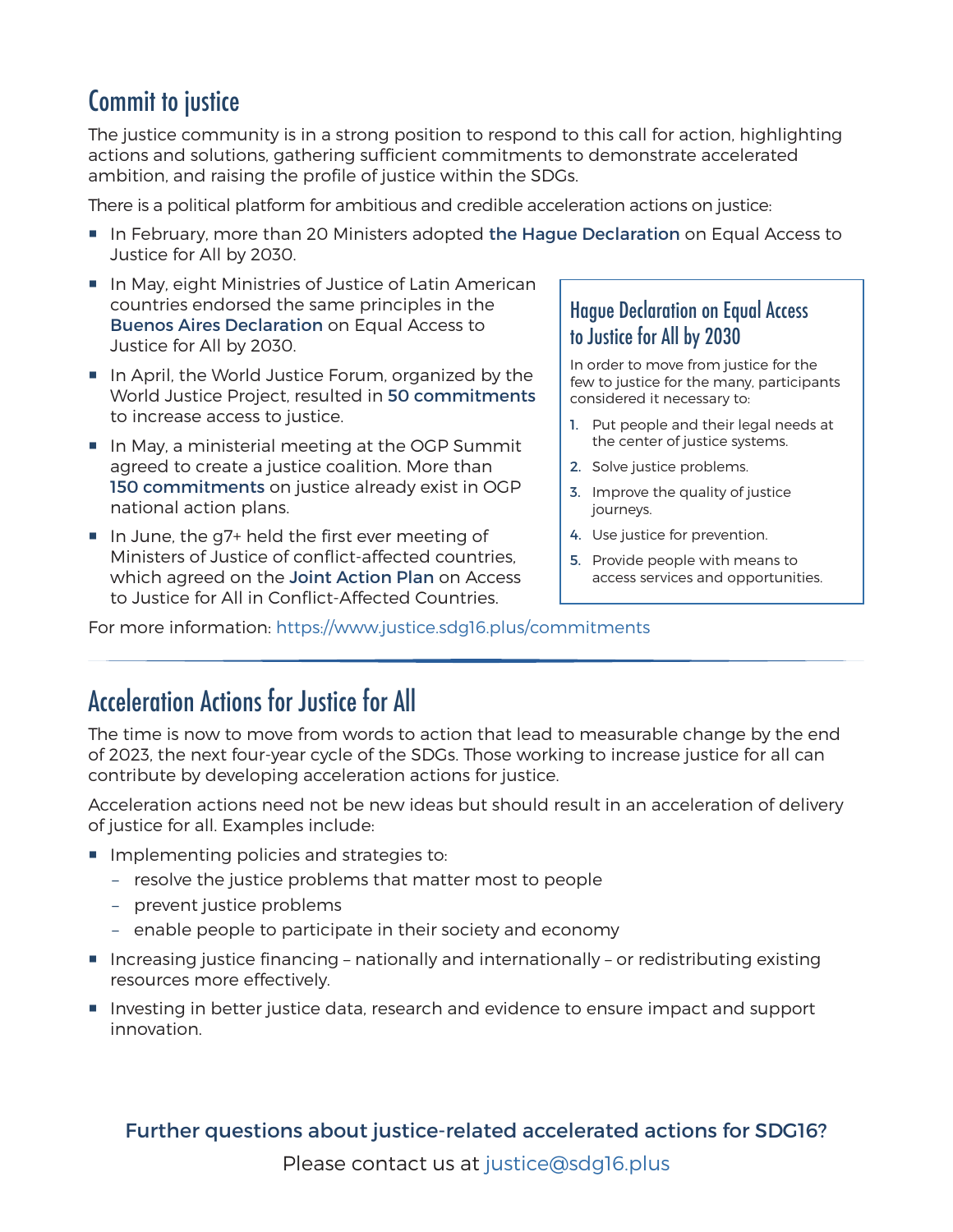## Commit to justice

The justice community is in a strong position to respond to this call for action, highlighting actions and solutions, gathering sufficient commitments to demonstrate accelerated ambition, and raising the profile of justice within the SDGs.

There is a political platform for ambitious and credible acceleration actions on justice:

- In February, more than 20 Ministers adopted the Hague Declaration on Equal Access to Justice for All by 2030.
- In May, eight Ministries of Justice of Latin American countries endorsed the same principles in the Buenos Aires Declaration on Equal Access to Justice for All by 2030.
- In April, the World Justice Forum, organized by the World Justice Project, resulted in 50 commitments to increase access to justice.
- In May, a ministerial meeting at the OGP Summit agreed to create a justice coalition. More than 150 commitments on justice already exist in OGP national action plans.
- In June, the g7+ held the first ever meeting of Ministers of Justice of conflict-affected countries, which agreed on the Joint Action Plan on Access to Justice for All in Conflict-Affected Countries.

### Hague Declaration on Equal Access to Justice for All by 2030

In order to move from justice for the few to justice for the many, participants considered it necessary to:

1. Put people and their legal needs at the center of justice systems.
2. Solve justice problems.
3. Improve the quality of justice journeys.
4. Use justice for prevention.
5. Provide people with means to access services and opportunities.

For more information: https://www.justice.sdg16.plus/commitments

---

## Acceleration Actions for Justice for All

The time is now to move from words to action that lead to measurable change by the end of 2023, the next four-year cycle of the SDGs. Those working to increase justice for all can contribute by developing acceleration actions for justice.

Acceleration actions need not be new ideas but should result in an acceleration of delivery of justice for all. Examples include:

- Implementing policies and strategies to:
  - resolve the justice problems that matter most to people
  - prevent justice problems
  - enable people to participate in their society and economy
- Increasing justice financing – nationally and internationally – or redistributing existing resources more effectively.
- Investing in better justice data, research and evidence to ensure impact and support innovation.

**Further questions about justice-related accelerated actions for SDG16?**

Please contact us at justice@sdg16.plus